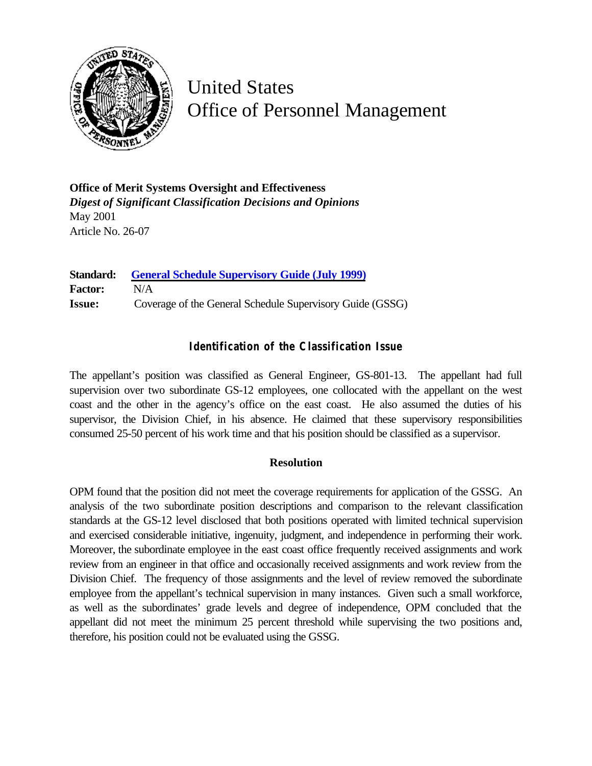# United States Office of Personnel Management

**Office of Merit Systems Oversight and Effectiveness**
***Digest of Significant Classification Decisions and Opinions***
May 2001
Article No. 26-07

**Standard:** General Schedule Supervisory Guide (July 1999)
**Factor:** N/A
**Issue:** Coverage of the General Schedule Supervisory Guide (GSSG)

### Identification of the Classification Issue

The appellant's position was classified as General Engineer, GS-801-13. The appellant had full supervision over two subordinate GS-12 employees, one collocated with the appellant on the west coast and the other in the agency's office on the east coast. He also assumed the duties of his supervisor, the Division Chief, in his absence. He claimed that these supervisory responsibilities consumed 25-50 percent of his work time and that his position should be classified as a supervisor.

### Resolution

OPM found that the position did not meet the coverage requirements for application of the GSSG. An analysis of the two subordinate position descriptions and comparison to the relevant classification standards at the GS-12 level disclosed that both positions operated with limited technical supervision and exercised considerable initiative, ingenuity, judgment, and independence in performing their work. Moreover, the subordinate employee in the east coast office frequently received assignments and work review from an engineer in that office and occasionally received assignments and work review from the Division Chief. The frequency of those assignments and the level of review removed the subordinate employee from the appellant's technical supervision in many instances. Given such a small workforce, as well as the subordinates' grade levels and degree of independence, OPM concluded that the appellant did not meet the minimum 25 percent threshold while supervising the two positions and, therefore, his position could not be evaluated using the GSSG.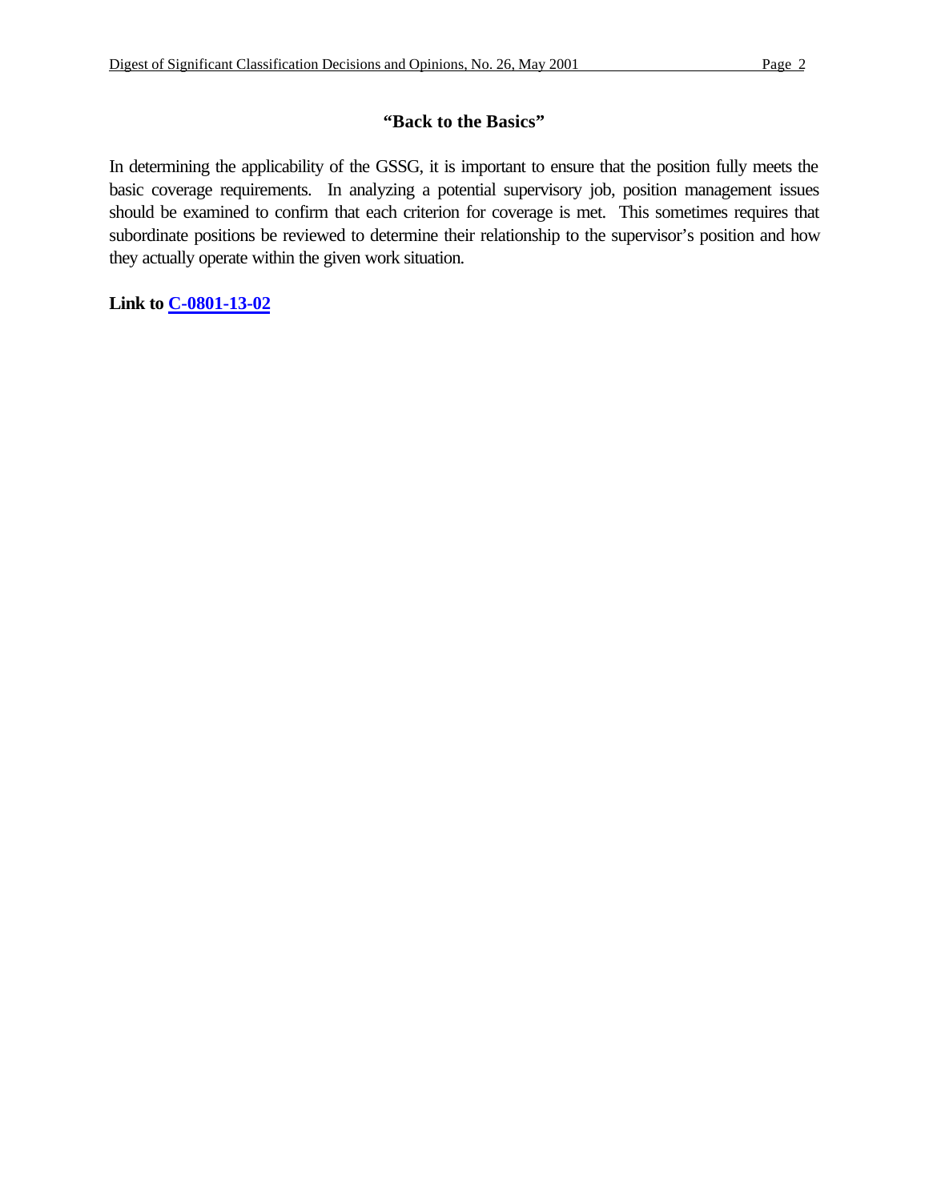## "Back to the Basics"

In determining the applicability of the GSSG, it is important to ensure that the position fully meets the basic coverage requirements. In analyzing a potential supervisory job, position management issues should be examined to confirm that each criterion for coverage is met. This sometimes requires that subordinate positions be reviewed to determine their relationship to the supervisor's position and how they actually operate within the given work situation.

**Link to C-0801-13-02**